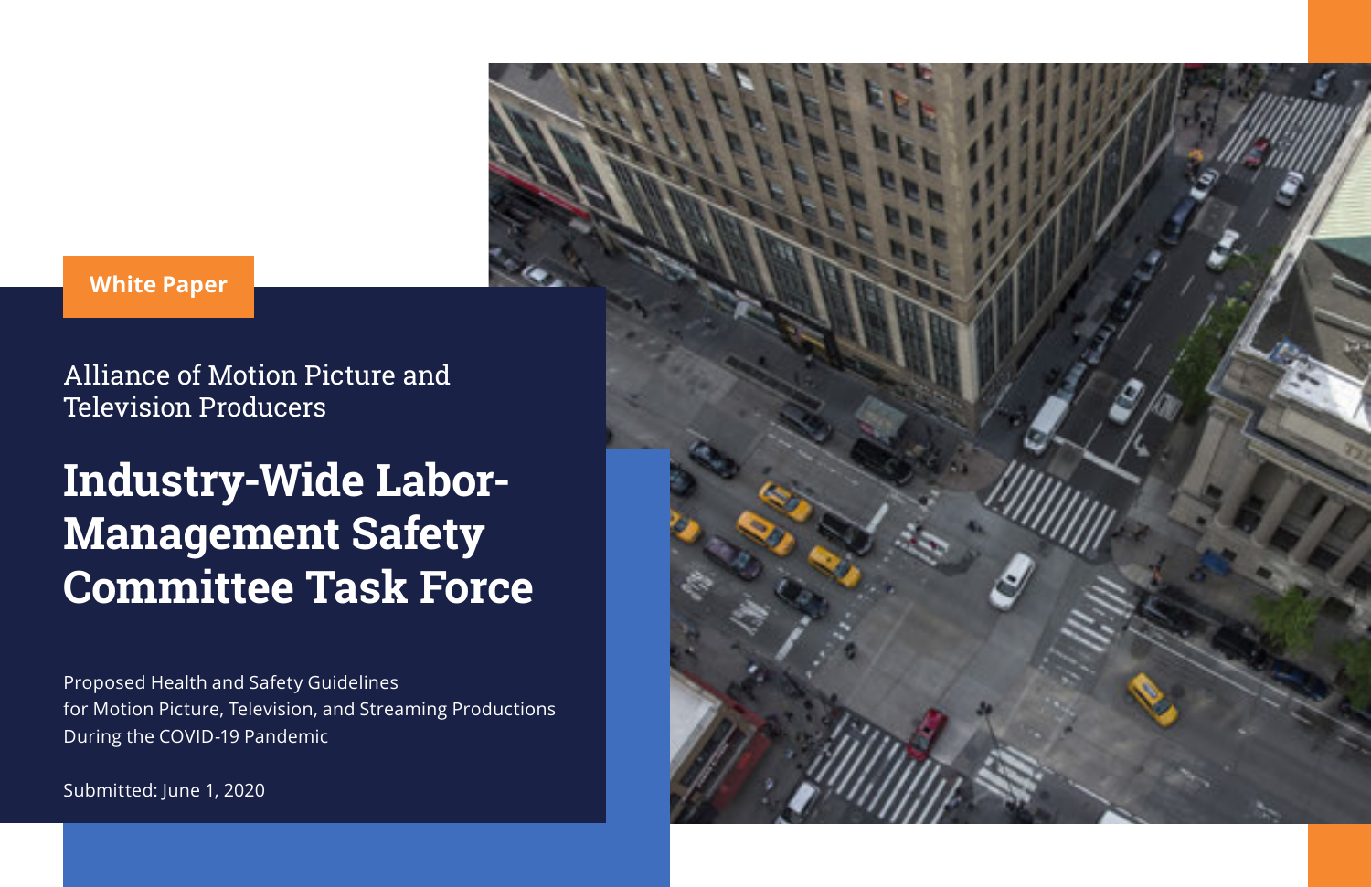White Paper

Alliance of Motion Picture and Television Producers

# Industry-Wide Labor-Management Safety Committee Task Force

Proposed Health and Safety Guidelines for Motion Picture, Television, and Streaming Productions During the COVID-19 Pandemic

Submitted: June 1, 2020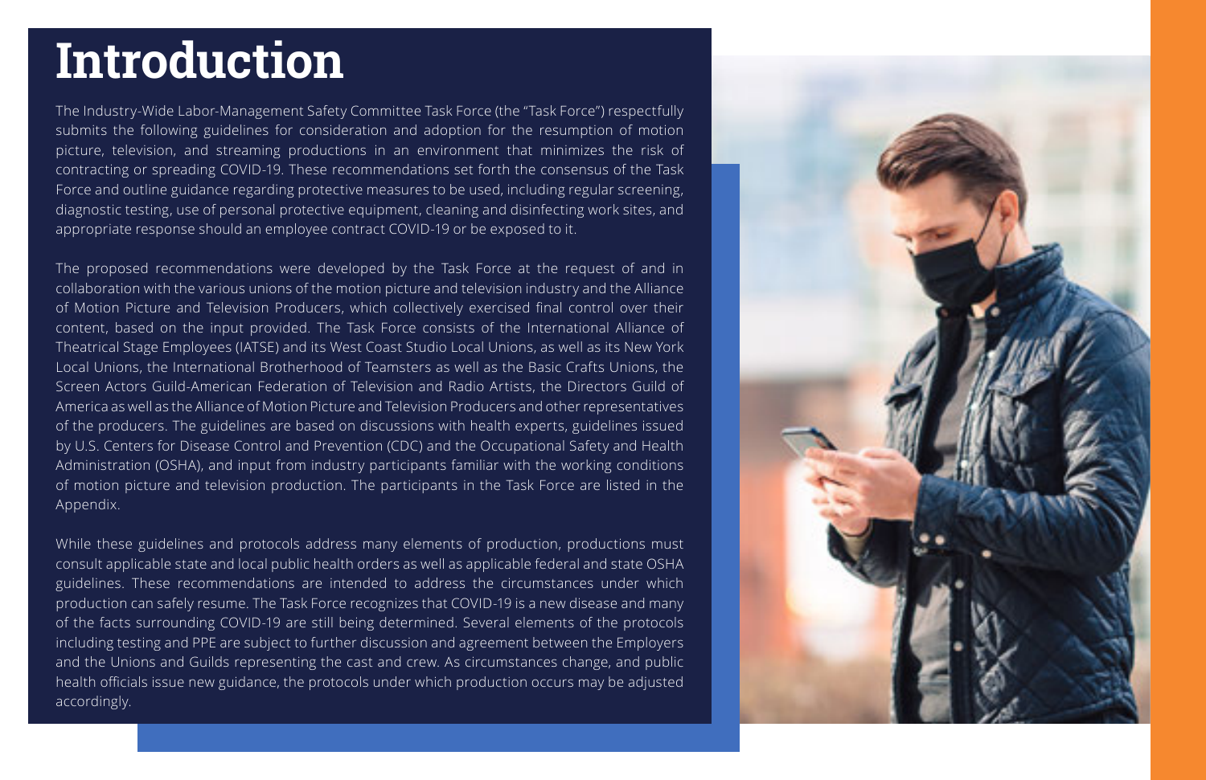# Introduction

The Industry-Wide Labor-Management Safety Committee Task Force (the "Task Force") respectfully submits the following guidelines for consideration and adoption for the resumption of motion picture, television, and streaming productions in an environment that minimizes the risk of contracting or spreading COVID-19. These recommendations set forth the consensus of the Task Force and outline guidance regarding protective measures to be used, including regular screening, diagnostic testing, use of personal protective equipment, cleaning and disinfecting work sites, and appropriate response should an employee contract COVID-19 or be exposed to it.

The proposed recommendations were developed by the Task Force at the request of and in collaboration with the various unions of the motion picture and television industry and the Alliance of Motion Picture and Television Producers, which collectively exercised final control over their content, based on the input provided. The Task Force consists of the International Alliance of Theatrical Stage Employees (IATSE) and its West Coast Studio Local Unions, as well as its New York Local Unions, the International Brotherhood of Teamsters as well as the Basic Crafts Unions, the Screen Actors Guild-American Federation of Television and Radio Artists, the Directors Guild of America as well as the Alliance of Motion Picture and Television Producers and other representatives of the producers. The guidelines are based on discussions with health experts, guidelines issued by U.S. Centers for Disease Control and Prevention (CDC) and the Occupational Safety and Health Administration (OSHA), and input from industry participants familiar with the working conditions of motion picture and television production. The participants in the Task Force are listed in the Appendix.

While these guidelines and protocols address many elements of production, productions must consult applicable state and local public health orders as well as applicable federal and state OSHA guidelines. These recommendations are intended to address the circumstances under which production can safely resume. The Task Force recognizes that COVID-19 is a new disease and many of the facts surrounding COVID-19 are still being determined. Several elements of the protocols including testing and PPE are subject to further discussion and agreement between the Employers and the Unions and Guilds representing the cast and crew. As circumstances change, and public health officials issue new guidance, the protocols under which production occurs may be adjusted accordingly.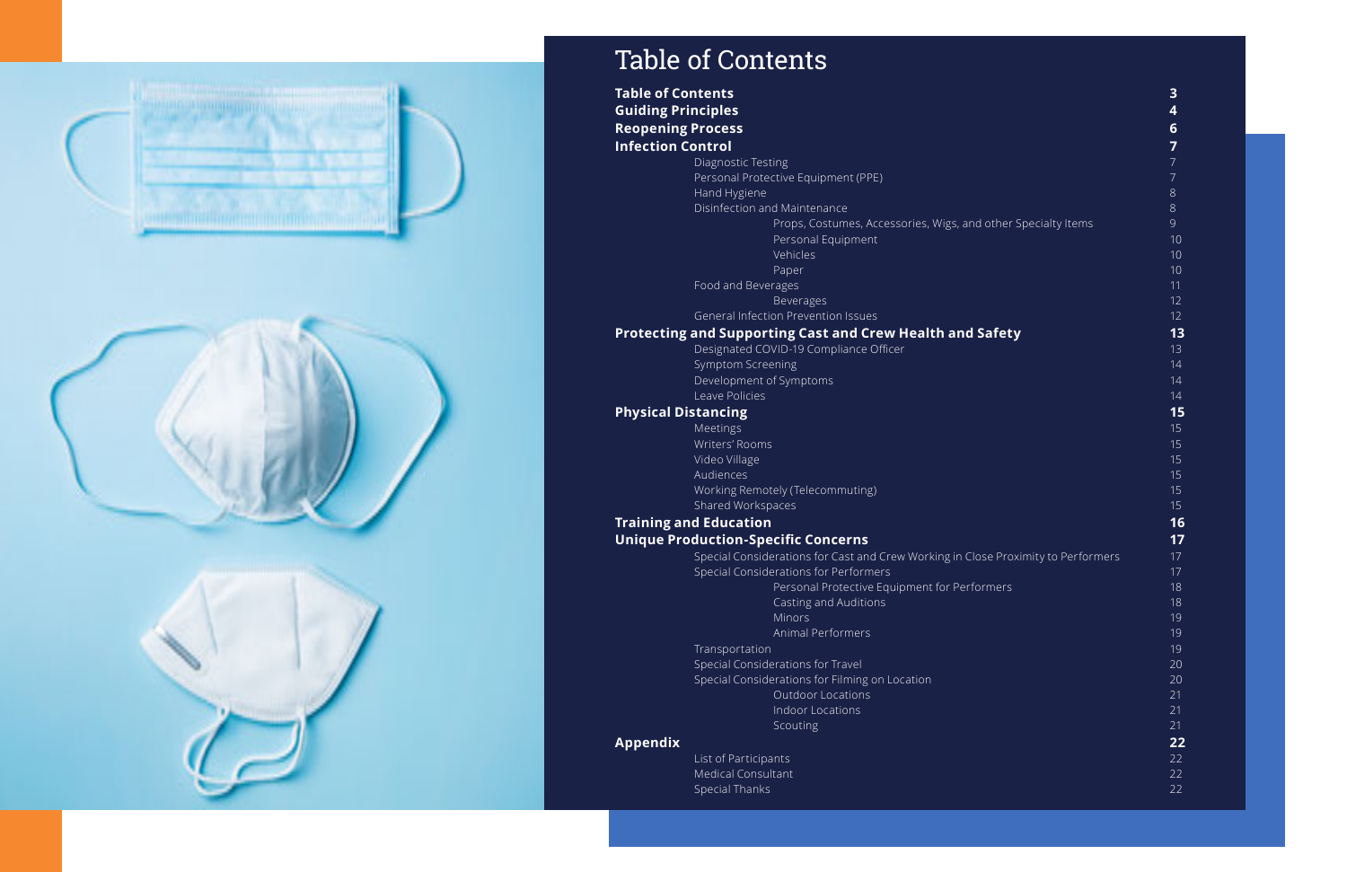# Table of Contents

**Table of Contents** 3

**Guiding Principles** 4

**Reopening Process** 6

**Infection Control** 7

- Diagnostic Testing 7
- Personal Protective Equipment (PPE) 7
- Hand Hygiene 8
- Disinfection and Maintenance 8
  - Props, Costumes, Accessories, Wigs, and other Specialty Items 9
  - Personal Equipment 10
  - Vehicles 10
  - Paper 10
- Food and Beverages 11
  - Beverages 12
- General Infection Prevention Issues 12

**Protecting and Supporting Cast and Crew Health and Safety** 13

- Designated COVID-19 Compliance Officer 13
- Symptom Screening 14
- Development of Symptoms 14
- Leave Policies 14

**Physical Distancing** 15

- Meetings 15
- Writers' Rooms 15
- Video Village 15
- Audiences 15
- Working Remotely (Telecommuting) 15
- Shared Workspaces 15

**Training and Education** 16

**Unique Production-Specific Concerns** 17

- Special Considerations for Cast and Crew Working in Close Proximity to Performers 17
- Special Considerations for Performers 17
  - Personal Protective Equipment for Performers 18
  - Casting and Auditions 18
  - Minors 19
  - Animal Performers 19
- Transportation 19
- Special Considerations for Travel 20
- Special Considerations for Filming on Location 20
  - Outdoor Locations 21
  - Indoor Locations 21
  - Scouting 21

**Appendix** 22

- List of Participants 22
- Medical Consultant 22
- Special Thanks 22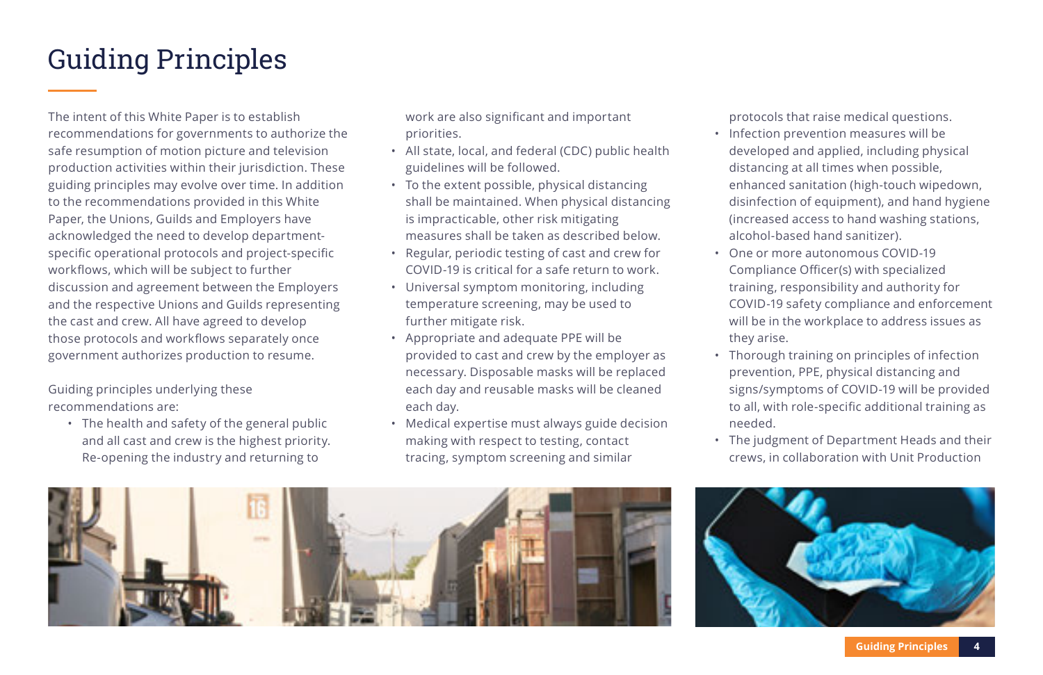# Guiding Principles

The intent of this White Paper is to establish recommendations for governments to authorize the safe resumption of motion picture and television production activities within their jurisdiction. These guiding principles may evolve over time. In addition to the recommendations provided in this White Paper, the Unions, Guilds and Employers have acknowledged the need to develop department-specific operational protocols and project-specific workflows, which will be subject to further discussion and agreement between the Employers and the respective Unions and Guilds representing the cast and crew. All have agreed to develop those protocols and workflows separately once government authorizes production to resume.

Guiding principles underlying these recommendations are:

- The health and safety of the general public and all cast and crew is the highest priority. Re-opening the industry and returning to work are also significant and important priorities.
- All state, local, and federal (CDC) public health guidelines will be followed.
- To the extent possible, physical distancing shall be maintained. When physical distancing is impracticable, other risk mitigating measures shall be taken as described below.
- Regular, periodic testing of cast and crew for COVID-19 is critical for a safe return to work.
- Universal symptom monitoring, including temperature screening, may be used to further mitigate risk.
- Appropriate and adequate PPE will be provided to cast and crew by the employer as necessary. Disposable masks will be replaced each day and reusable masks will be cleaned each day.
- Medical expertise must always guide decision making with respect to testing, contact tracing, symptom screening and similar protocols that raise medical questions.
- Infection prevention measures will be developed and applied, including physical distancing at all times when possible, enhanced sanitation (high-touch wipedown, disinfection of equipment), and hand hygiene (increased access to hand washing stations, alcohol-based hand sanitizer).
- One or more autonomous COVID-19 Compliance Officer(s) with specialized training, responsibility and authority for COVID-19 safety compliance and enforcement will be in the workplace to address issues as they arise.
- Thorough training on principles of infection prevention, PPE, physical distancing and signs/symptoms of COVID-19 will be provided to all, with role-specific additional training as needed.
- The judgment of Department Heads and their crews, in collaboration with Unit Production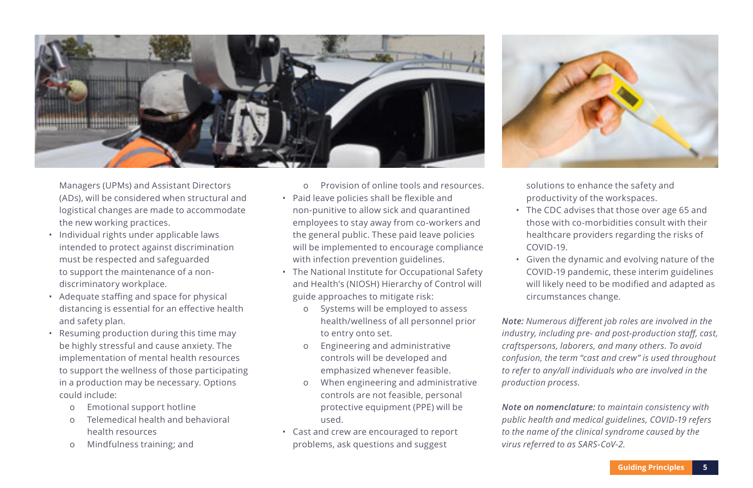Managers (UPMs) and Assistant Directors (ADs), will be considered when structural and logistical changes are made to accommodate the new working practices.

- Individual rights under applicable laws intended to protect against discrimination must be respected and safeguarded to support the maintenance of a non-discriminatory workplace.
- Adequate staffing and space for physical distancing is essential for an effective health and safety plan.
- Resuming production during this time may be highly stressful and cause anxiety. The implementation of mental health resources to support the wellness of those participating in a production may be necessary. Options could include:
  - Emotional support hotline
  - Telemedical health and behavioral health resources
  - Mindfulness training; and
  - Provision of online tools and resources.
- Paid leave policies shall be flexible and non-punitive to allow sick and quarantined employees to stay away from co-workers and the general public. These paid leave policies will be implemented to encourage compliance with infection prevention guidelines.
- The National Institute for Occupational Safety and Health's (NIOSH) Hierarchy of Control will guide approaches to mitigate risk:
  - Systems will be employed to assess health/wellness of all personnel prior to entry onto set.
  - Engineering and administrative controls will be developed and emphasized whenever feasible.
  - When engineering and administrative controls are not feasible, personal protective equipment (PPE) will be used.
- Cast and crew are encouraged to report problems, ask questions and suggest solutions to enhance the safety and productivity of the workspaces.
- The CDC advises that those over age 65 and those with co-morbidities consult with their healthcare providers regarding the risks of COVID-19.
- Given the dynamic and evolving nature of the COVID-19 pandemic, these interim guidelines will likely need to be modified and adapted as circumstances change.

***Note:*** *Numerous different job roles are involved in the industry, including pre- and post-production staff, cast, craftspersons, laborers, and many others. To avoid confusion, the term "cast and crew" is used throughout to refer to any/all individuals who are involved in the production process.*

***Note on nomenclature:*** *to maintain consistency with public health and medical guidelines, COVID-19 refers to the name of the clinical syndrome caused by the virus referred to as SARS-CoV-2.*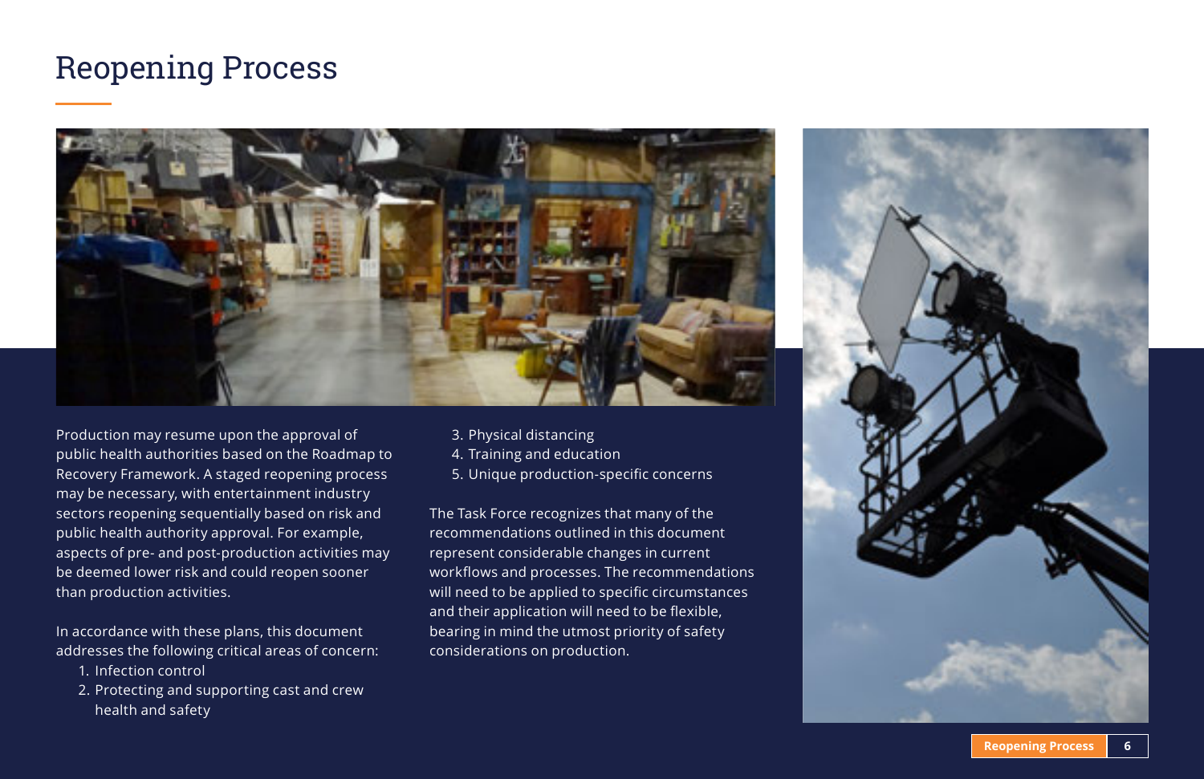# Reopening Process

Production may resume upon the approval of public health authorities based on the Roadmap to Recovery Framework. A staged reopening process may be necessary, with entertainment industry sectors reopening sequentially based on risk and public health authority approval. For example, aspects of pre- and post-production activities may be deemed lower risk and could reopen sooner than production activities.

In accordance with these plans, this document addresses the following critical areas of concern:

1. Infection control
2. Protecting and supporting cast and crew health and safety
3. Physical distancing
4. Training and education
5. Unique production-specific concerns

The Task Force recognizes that many of the recommendations outlined in this document represent considerable changes in current workflows and processes. The recommendations will need to be applied to specific circumstances and their application will need to be flexible, bearing in mind the utmost priority of safety considerations on production.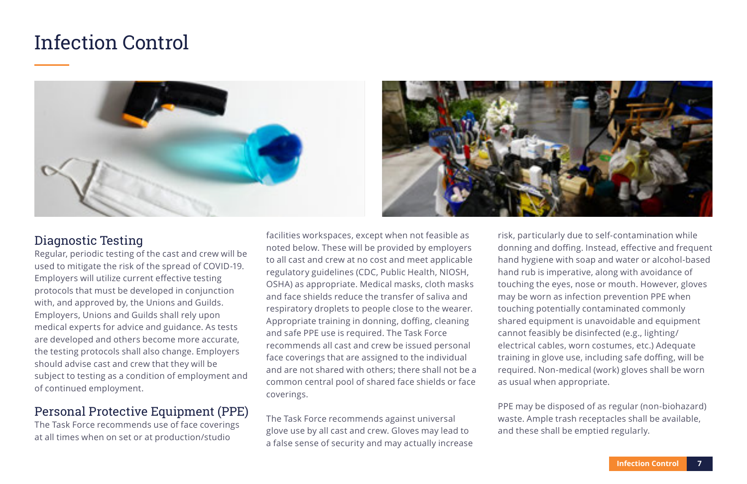# Infection Control

## Diagnostic Testing

Regular, periodic testing of the cast and crew will be used to mitigate the risk of the spread of COVID-19. Employers will utilize current effective testing protocols that must be developed in conjunction with, and approved by, the Unions and Guilds. Employers, Unions and Guilds shall rely upon medical experts for advice and guidance. As tests are developed and others become more accurate, the testing protocols shall also change. Employers should advise cast and crew that they will be subject to testing as a condition of employment and of continued employment.

## Personal Protective Equipment (PPE)

The Task Force recommends use of face coverings at all times when on set or at production/studio facilities workspaces, except when not feasible as noted below. These will be provided by employers to all cast and crew at no cost and meet applicable regulatory guidelines (CDC, Public Health, NIOSH, OSHA) as appropriate. Medical masks, cloth masks and face shields reduce the transfer of saliva and respiratory droplets to people close to the wearer. Appropriate training in donning, doffing, cleaning and safe PPE use is required. The Task Force recommends all cast and crew be issued personal face coverings that are assigned to the individual and are not shared with others; there shall not be a common central pool of shared face shields or face coverings.

The Task Force recommends against universal glove use by all cast and crew. Gloves may lead to a false sense of security and may actually increase risk, particularly due to self-contamination while donning and doffing. Instead, effective and frequent hand hygiene with soap and water or alcohol-based hand rub is imperative, along with avoidance of touching the eyes, nose or mouth. However, gloves may be worn as infection prevention PPE when touching potentially contaminated commonly shared equipment is unavoidable and equipment cannot feasibly be disinfected (e.g., lighting/electrical cables, worn costumes, etc.) Adequate training in glove use, including safe doffing, will be required. Non-medical (work) gloves shall be worn as usual when appropriate.

PPE may be disposed of as regular (non-biohazard) waste. Ample trash receptacles shall be available, and these shall be emptied regularly.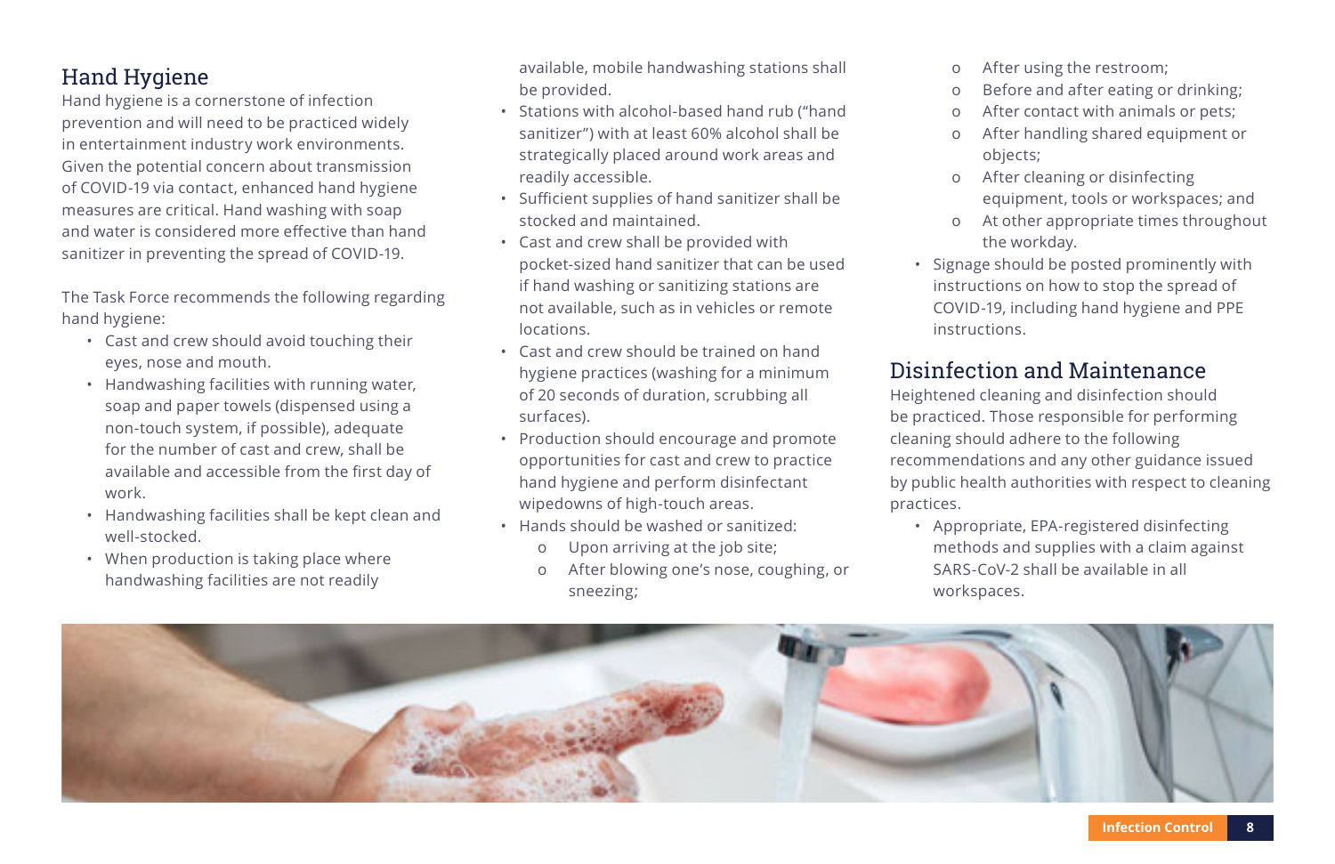## Hand Hygiene

Hand hygiene is a cornerstone of infection prevention and will need to be practiced widely in entertainment industry work environments. Given the potential concern about transmission of COVID-19 via contact, enhanced hand hygiene measures are critical. Hand washing with soap and water is considered more effective than hand sanitizer in preventing the spread of COVID-19.

The Task Force recommends the following regarding hand hygiene:

- Cast and crew should avoid touching their eyes, nose and mouth.
- Handwashing facilities with running water, soap and paper towels (dispensed using a non-touch system, if possible), adequate for the number of cast and crew, shall be available and accessible from the first day of work.
- Handwashing facilities shall be kept clean and well-stocked.
- When production is taking place where handwashing facilities are not readily available, mobile handwashing stations shall be provided.
- Stations with alcohol-based hand rub ("hand sanitizer") with at least 60% alcohol shall be strategically placed around work areas and readily accessible.
- Sufficient supplies of hand sanitizer shall be stocked and maintained.
- Cast and crew shall be provided with pocket-sized hand sanitizer that can be used if hand washing or sanitizing stations are not available, such as in vehicles or remote locations.
- Cast and crew should be trained on hand hygiene practices (washing for a minimum of 20 seconds of duration, scrubbing all surfaces).
- Production should encourage and promote opportunities for cast and crew to practice hand hygiene and perform disinfectant wipedowns of high-touch areas.
- Hands should be washed or sanitized:
  - Upon arriving at the job site;
  - After blowing one's nose, coughing, or sneezing;
  - After using the restroom;
  - Before and after eating or drinking;
  - After contact with animals or pets;
  - After handling shared equipment or objects;
  - After cleaning or disinfecting equipment, tools or workspaces; and
  - At other appropriate times throughout the workday.
- Signage should be posted prominently with instructions on how to stop the spread of COVID-19, including hand hygiene and PPE instructions.

## Disinfection and Maintenance

Heightened cleaning and disinfection should be practiced. Those responsible for performing cleaning should adhere to the following recommendations and any other guidance issued by public health authorities with respect to cleaning practices.

- Appropriate, EPA-registered disinfecting methods and supplies with a claim against SARS-CoV-2 shall be available in all workspaces.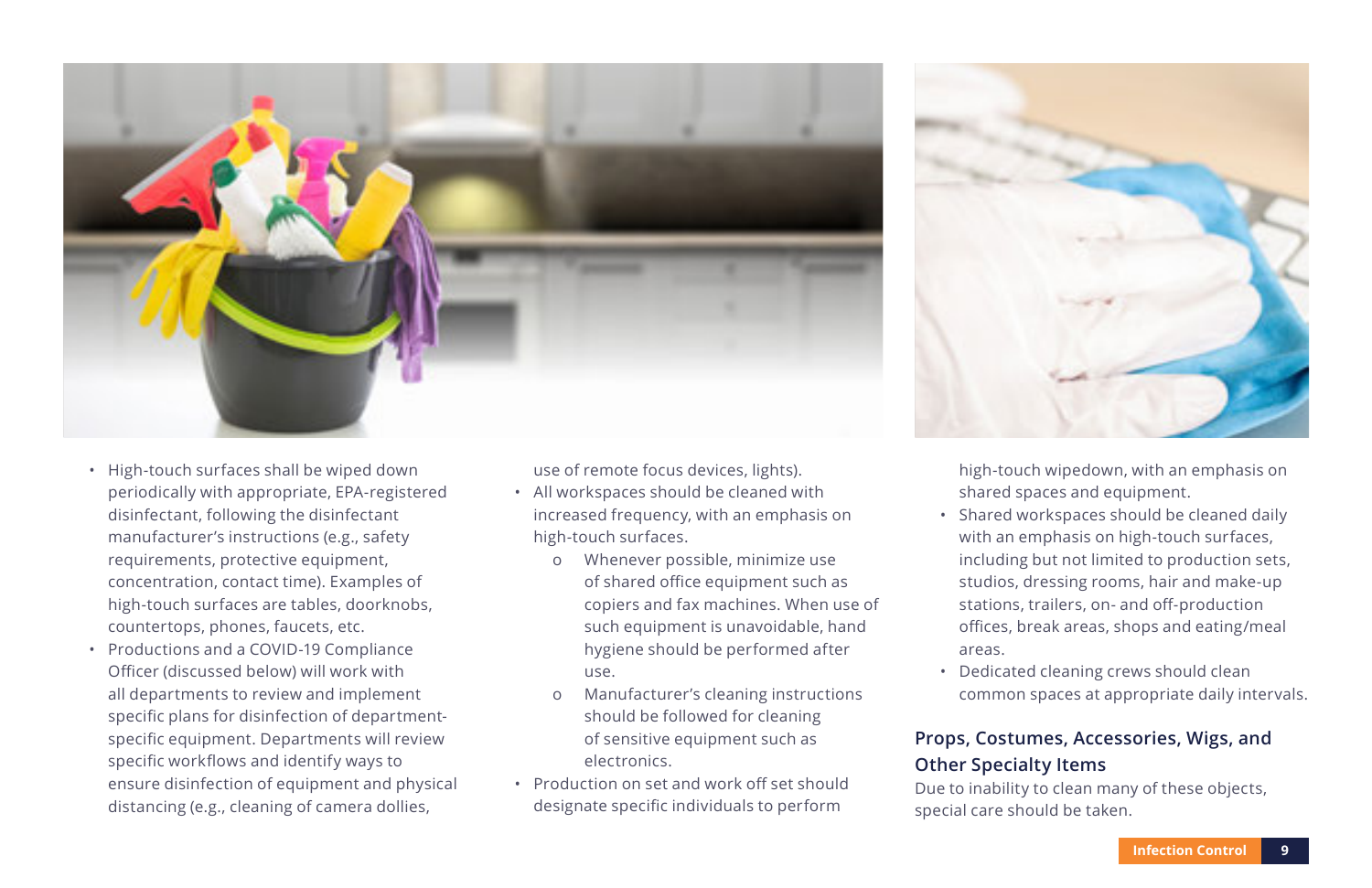- High-touch surfaces shall be wiped down periodically with appropriate, EPA-registered disinfectant, following the disinfectant manufacturer's instructions (e.g., safety requirements, protective equipment, concentration, contact time). Examples of high-touch surfaces are tables, doorknobs, countertops, phones, faucets, etc.
- Productions and a COVID-19 Compliance Officer (discussed below) will work with all departments to review and implement specific plans for disinfection of department-specific equipment. Departments will review specific workflows and identify ways to ensure disinfection of equipment and physical distancing (e.g., cleaning of camera dollies, use of remote focus devices, lights).
- All workspaces should be cleaned with increased frequency, with an emphasis on high-touch surfaces.
  - Whenever possible, minimize use of shared office equipment such as copiers and fax machines. When use of such equipment is unavoidable, hand hygiene should be performed after use.
  - Manufacturer's cleaning instructions should be followed for cleaning of sensitive equipment such as electronics.
- Production on set and work off set should designate specific individuals to perform high-touch wipedown, with an emphasis on shared spaces and equipment.
- Shared workspaces should be cleaned daily with an emphasis on high-touch surfaces, including but not limited to production sets, studios, dressing rooms, hair and make-up stations, trailers, on- and off-production offices, break areas, shops and eating/meal areas.
- Dedicated cleaning crews should clean common spaces at appropriate daily intervals.

### Props, Costumes, Accessories, Wigs, and Other Specialty Items

Due to inability to clean many of these objects, special care should be taken.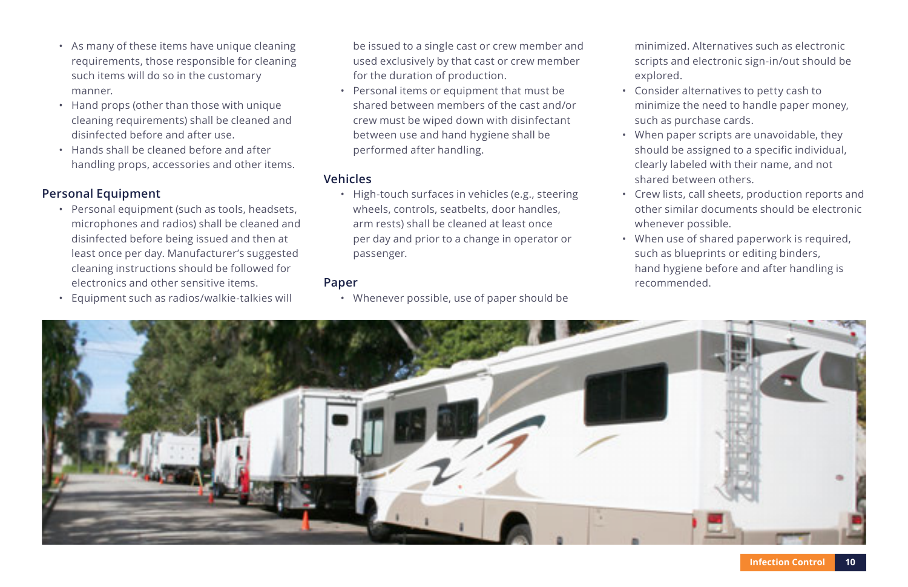- As many of these items have unique cleaning requirements, those responsible for cleaning such items will do so in the customary manner.
- Hand props (other than those with unique cleaning requirements) shall be cleaned and disinfected before and after use.
- Hands shall be cleaned before and after handling props, accessories and other items.

### Personal Equipment

- Personal equipment (such as tools, headsets, microphones and radios) shall be cleaned and disinfected before being issued and then at least once per day. Manufacturer's suggested cleaning instructions should be followed for electronics and other sensitive items.
- Equipment such as radios/walkie-talkies will be issued to a single cast or crew member and used exclusively by that cast or crew member for the duration of production.
- Personal items or equipment that must be shared between members of the cast and/or crew must be wiped down with disinfectant between use and hand hygiene shall be performed after handling.

### Vehicles

- High-touch surfaces in vehicles (e.g., steering wheels, controls, seatbelts, door handles, arm rests) shall be cleaned at least once per day and prior to a change in operator or passenger.

### Paper

- Whenever possible, use of paper should be minimized. Alternatives such as electronic scripts and electronic sign-in/out should be explored.
- Consider alternatives to petty cash to minimize the need to handle paper money, such as purchase cards.
- When paper scripts are unavoidable, they should be assigned to a specific individual, clearly labeled with their name, and not shared between others.
- Crew lists, call sheets, production reports and other similar documents should be electronic whenever possible.
- When use of shared paperwork is required, such as blueprints or editing binders, hand hygiene before and after handling is recommended.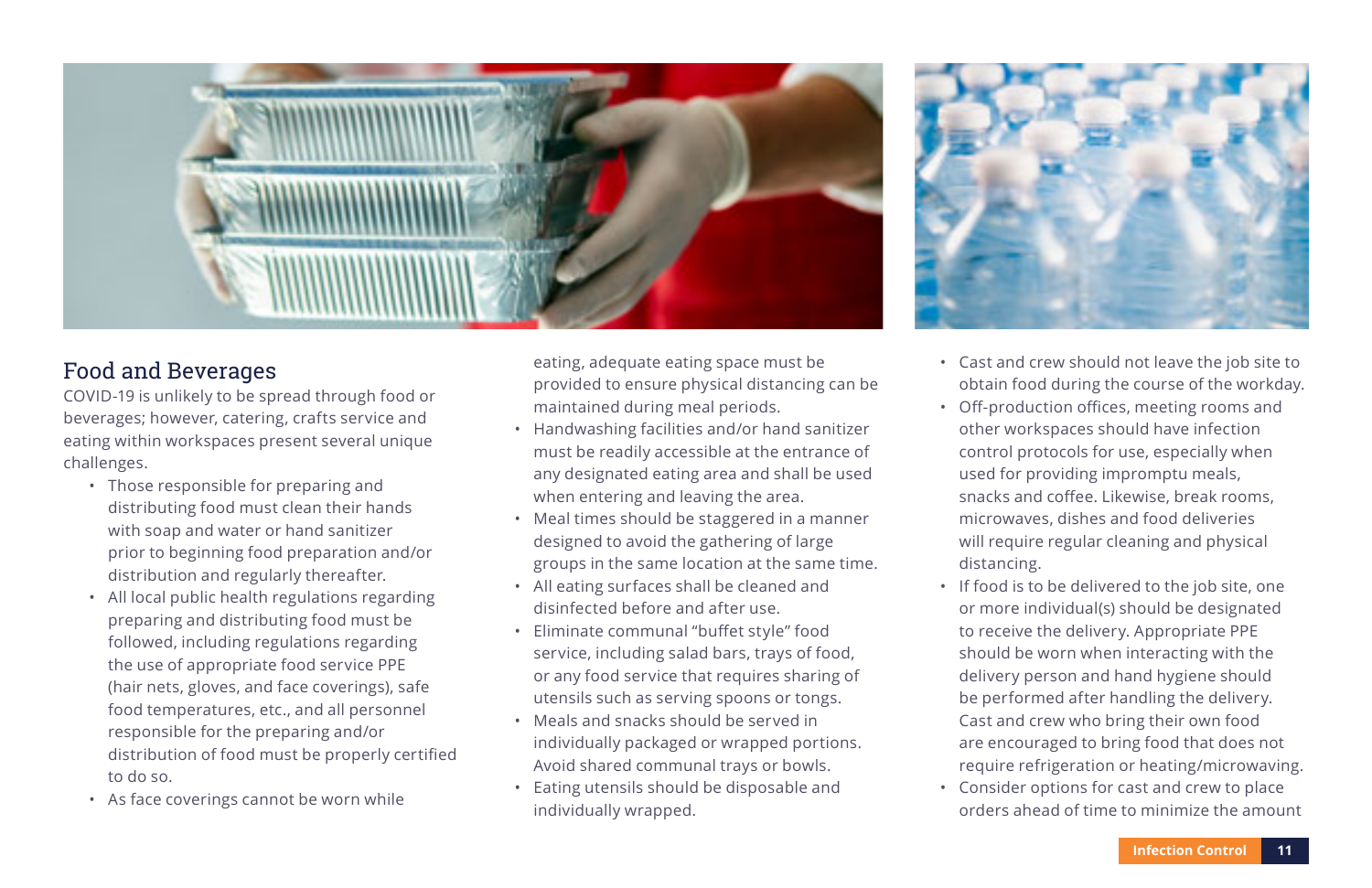## Food and Beverages

COVID-19 is unlikely to be spread through food or beverages; however, catering, crafts service and eating within workspaces present several unique challenges.

- Those responsible for preparing and distributing food must clean their hands with soap and water or hand sanitizer prior to beginning food preparation and/or distribution and regularly thereafter.
- All local public health regulations regarding preparing and distributing food must be followed, including regulations regarding the use of appropriate food service PPE (hair nets, gloves, and face coverings), safe food temperatures, etc., and all personnel responsible for the preparing and/or distribution of food must be properly certified to do so.
- As face coverings cannot be worn while eating, adequate eating space must be provided to ensure physical distancing can be maintained during meal periods.
- Handwashing facilities and/or hand sanitizer must be readily accessible at the entrance of any designated eating area and shall be used when entering and leaving the area.
- Meal times should be staggered in a manner designed to avoid the gathering of large groups in the same location at the same time.
- All eating surfaces shall be cleaned and disinfected before and after use.
- Eliminate communal "buffet style" food service, including salad bars, trays of food, or any food service that requires sharing of utensils such as serving spoons or tongs.
- Meals and snacks should be served in individually packaged or wrapped portions. Avoid shared communal trays or bowls.
- Eating utensils should be disposable and individually wrapped.
- Cast and crew should not leave the job site to obtain food during the course of the workday.
- Off-production offices, meeting rooms and other workspaces should have infection control protocols for use, especially when used for providing impromptu meals, snacks and coffee. Likewise, break rooms, microwaves, dishes and food deliveries will require regular cleaning and physical distancing.
- If food is to be delivered to the job site, one or more individual(s) should be designated to receive the delivery. Appropriate PPE should be worn when interacting with the delivery person and hand hygiene should be performed after handling the delivery. Cast and crew who bring their own food are encouraged to bring food that does not require refrigeration or heating/microwaving.
- Consider options for cast and crew to place orders ahead of time to minimize the amount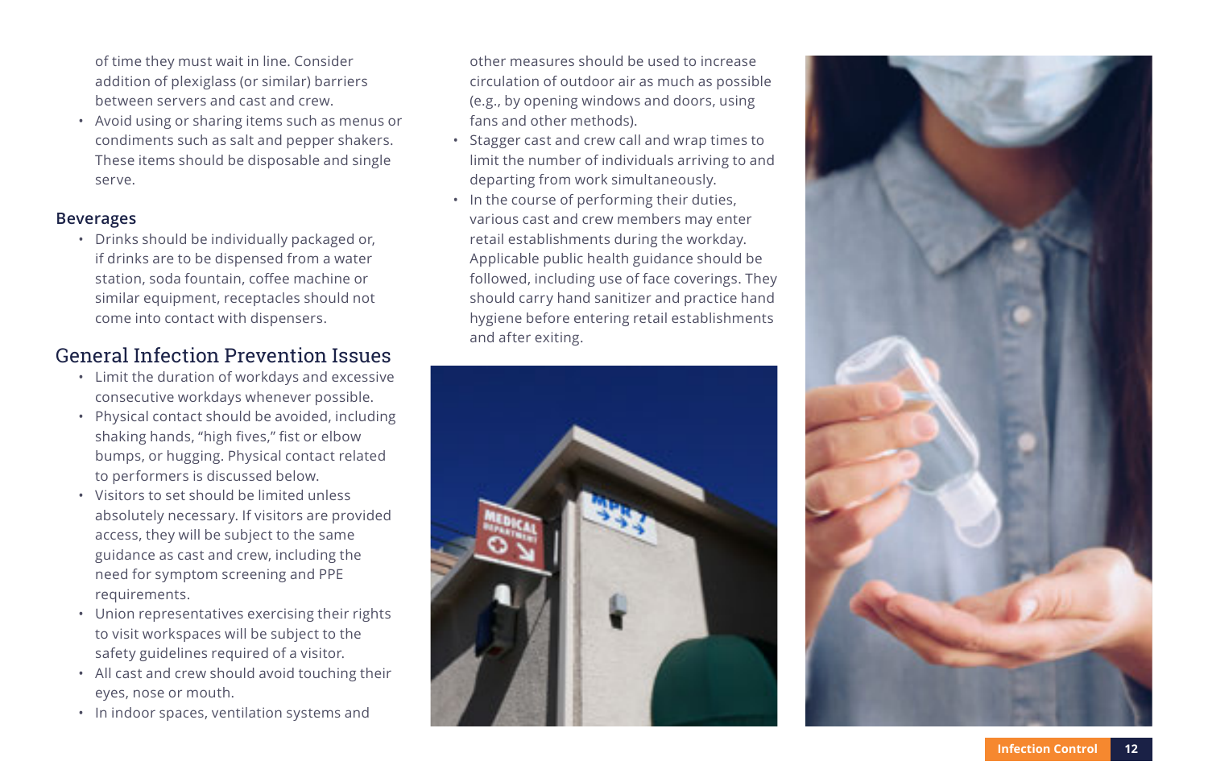of time they must wait in line. Consider addition of plexiglass (or similar) barriers between servers and cast and crew.

- Avoid using or sharing items such as menus or condiments such as salt and pepper shakers. These items should be disposable and single serve.

### Beverages

- Drinks should be individually packaged or, if drinks are to be dispensed from a water station, soda fountain, coffee machine or similar equipment, receptacles should not come into contact with dispensers.

## General Infection Prevention Issues

- Limit the duration of workdays and excessive consecutive workdays whenever possible.
- Physical contact should be avoided, including shaking hands, "high fives," fist or elbow bumps, or hugging. Physical contact related to performers is discussed below.
- Visitors to set should be limited unless absolutely necessary. If visitors are provided access, they will be subject to the same guidance as cast and crew, including the need for symptom screening and PPE requirements.
- Union representatives exercising their rights to visit workspaces will be subject to the safety guidelines required of a visitor.
- All cast and crew should avoid touching their eyes, nose or mouth.
- In indoor spaces, ventilation systems and other measures should be used to increase circulation of outdoor air as much as possible (e.g., by opening windows and doors, using fans and other methods).
- Stagger cast and crew call and wrap times to limit the number of individuals arriving to and departing from work simultaneously.
- In the course of performing their duties, various cast and crew members may enter retail establishments during the workday. Applicable public health guidance should be followed, including use of face coverings. They should carry hand sanitizer and practice hand hygiene before entering retail establishments and after exiting.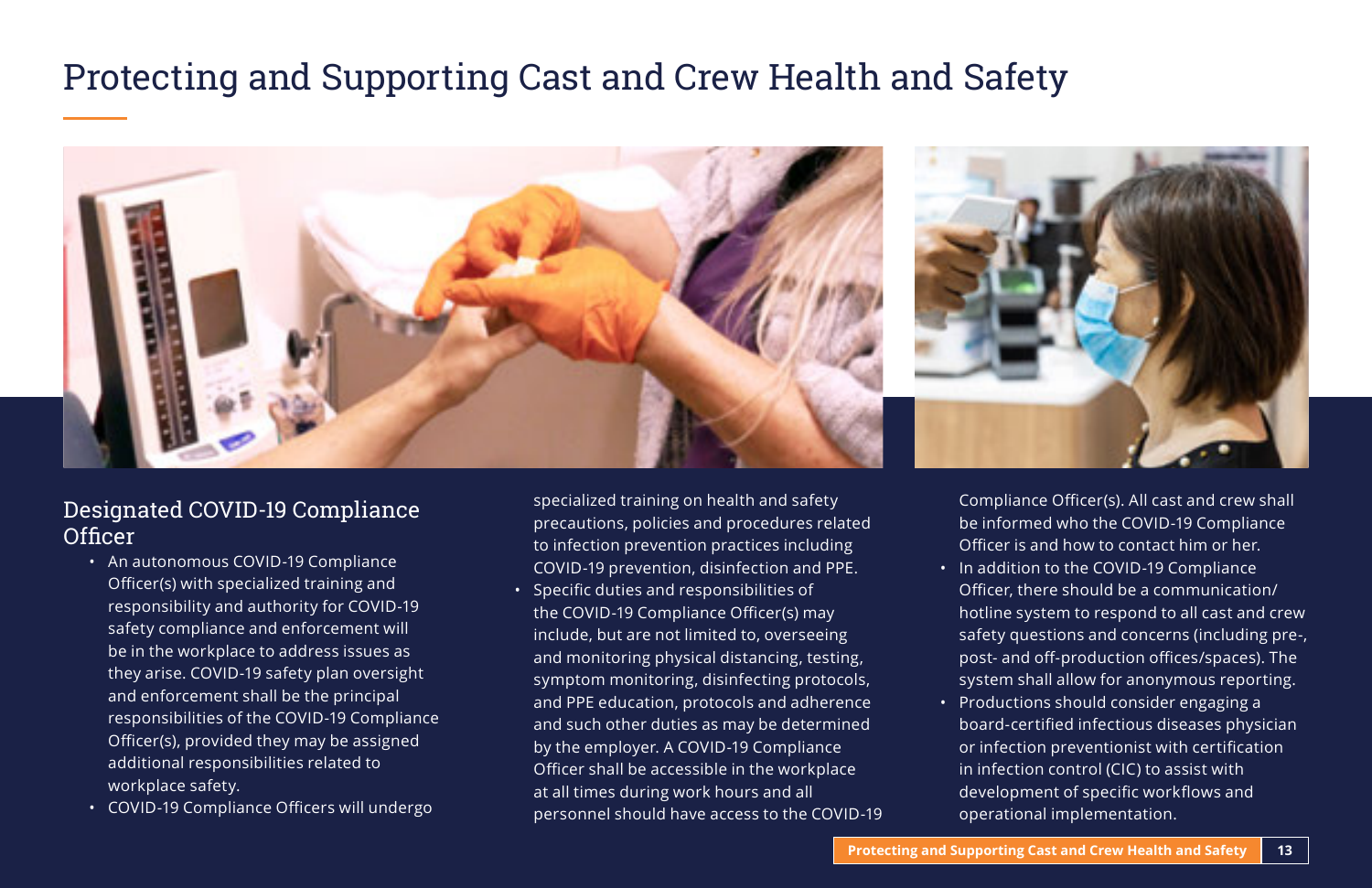# Protecting and Supporting Cast and Crew Health and Safety

## Designated COVID-19 Compliance Officer

- An autonomous COVID-19 Compliance Officer(s) with specialized training and responsibility and authority for COVID-19 safety compliance and enforcement will be in the workplace to address issues as they arise. COVID-19 safety plan oversight and enforcement shall be the principal responsibilities of the COVID-19 Compliance Officer(s), provided they may be assigned additional responsibilities related to workplace safety.
- COVID-19 Compliance Officers will undergo specialized training on health and safety precautions, policies and procedures related to infection prevention practices including COVID-19 prevention, disinfection and PPE.
- Specific duties and responsibilities of the COVID-19 Compliance Officer(s) may include, but are not limited to, overseeing and monitoring physical distancing, testing, symptom monitoring, disinfecting protocols, and PPE education, protocols and adherence and such other duties as may be determined by the employer. A COVID-19 Compliance Officer shall be accessible in the workplace at all times during work hours and all personnel should have access to the COVID-19 Compliance Officer(s). All cast and crew shall be informed who the COVID-19 Compliance Officer is and how to contact him or her.
- In addition to the COVID-19 Compliance Officer, there should be a communication/hotline system to respond to all cast and crew safety questions and concerns (including pre-, post- and off-production offices/spaces). The system shall allow for anonymous reporting.
- Productions should consider engaging a board-certified infectious diseases physician or infection preventionist with certification in infection control (CIC) to assist with development of specific workflows and operational implementation.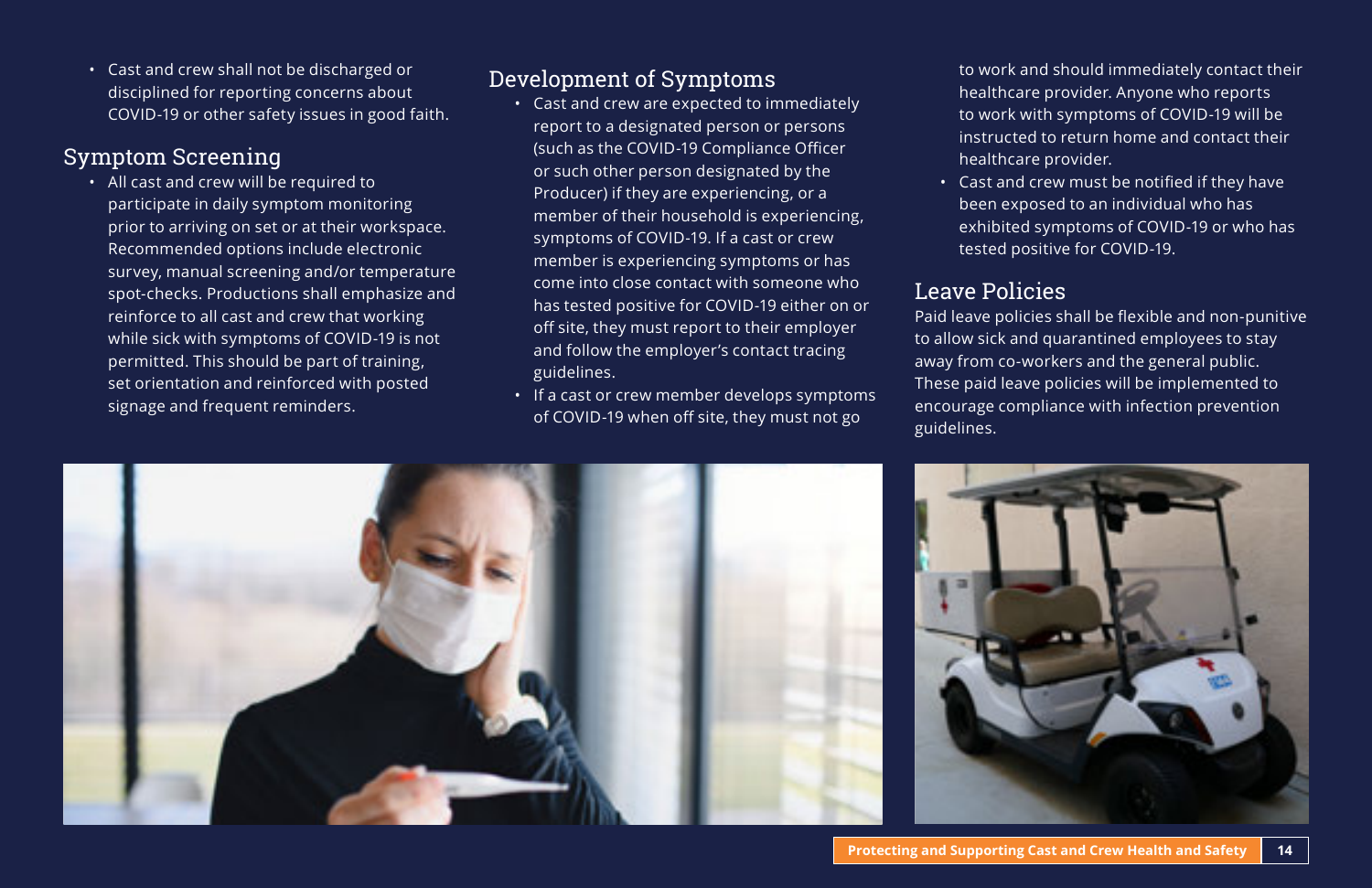- Cast and crew shall not be discharged or disciplined for reporting concerns about COVID-19 or other safety issues in good faith.

## Symptom Screening

- All cast and crew will be required to participate in daily symptom monitoring prior to arriving on set or at their workspace. Recommended options include electronic survey, manual screening and/or temperature spot-checks. Productions shall emphasize and reinforce to all cast and crew that working while sick with symptoms of COVID-19 is not permitted. This should be part of training, set orientation and reinforced with posted signage and frequent reminders.

## Development of Symptoms

- Cast and crew are expected to immediately report to a designated person or persons (such as the COVID-19 Compliance Officer or such other person designated by the Producer) if they are experiencing, or a member of their household is experiencing, symptoms of COVID-19. If a cast or crew member is experiencing symptoms or has come into close contact with someone who has tested positive for COVID-19 either on or off site, they must report to their employer and follow the employer's contact tracing guidelines.
- If a cast or crew member develops symptoms of COVID-19 when off site, they must not go to work and should immediately contact their healthcare provider. Anyone who reports to work with symptoms of COVID-19 will be instructed to return home and contact their healthcare provider.
- Cast and crew must be notified if they have been exposed to an individual who has exhibited symptoms of COVID-19 or who has tested positive for COVID-19.

## Leave Policies

Paid leave policies shall be flexible and non-punitive to allow sick and quarantined employees to stay away from co-workers and the general public. These paid leave policies will be implemented to encourage compliance with infection prevention guidelines.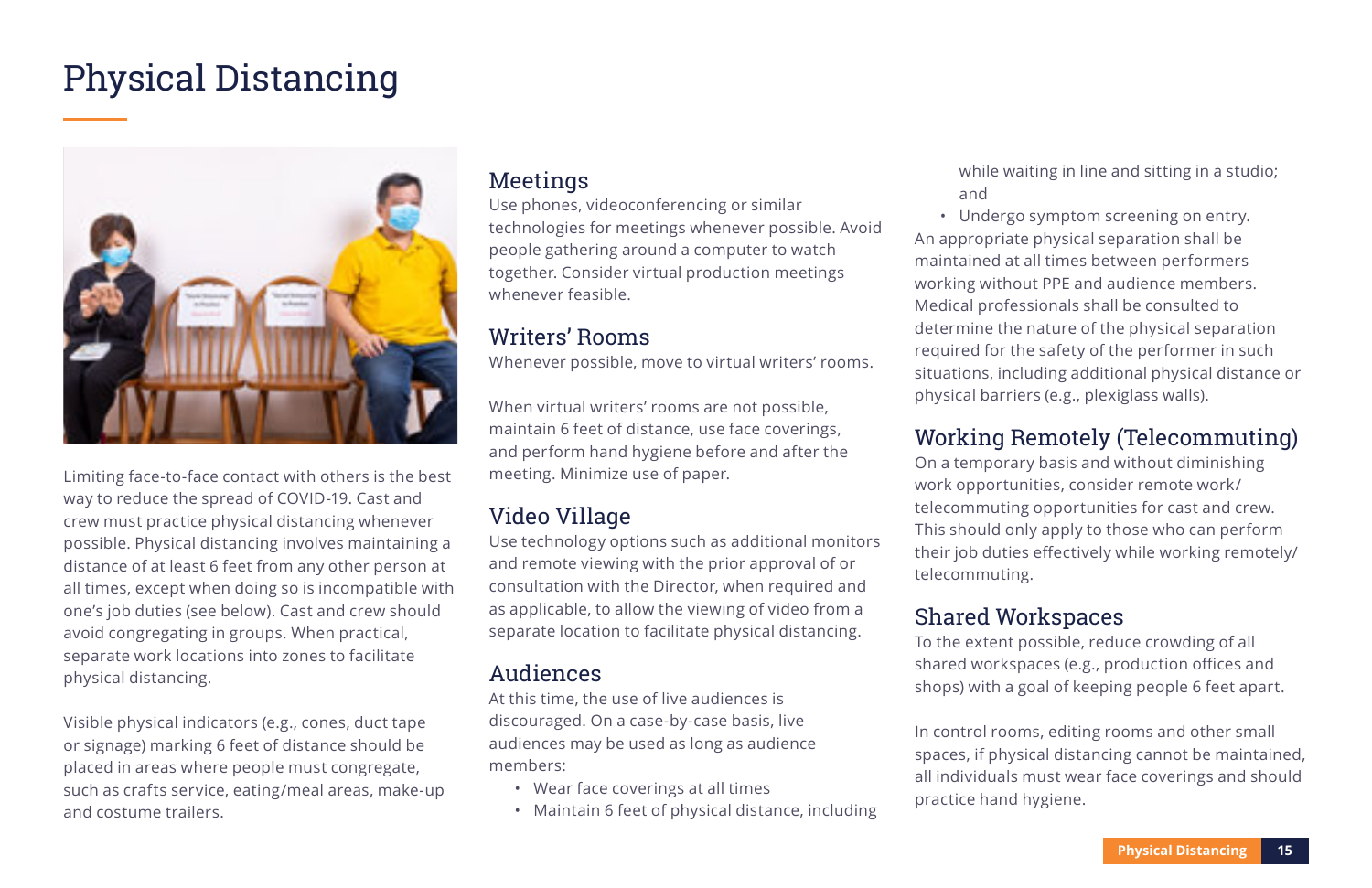# Physical Distancing

Limiting face-to-face contact with others is the best way to reduce the spread of COVID-19. Cast and crew must practice physical distancing whenever possible. Physical distancing involves maintaining a distance of at least 6 feet from any other person at all times, except when doing so is incompatible with one's job duties (see below). Cast and crew should avoid congregating in groups. When practical, separate work locations into zones to facilitate physical distancing.

Visible physical indicators (e.g., cones, duct tape or signage) marking 6 feet of distance should be placed in areas where people must congregate, such as crafts service, eating/meal areas, make-up and costume trailers.

## Meetings

Use phones, videoconferencing or similar technologies for meetings whenever possible. Avoid people gathering around a computer to watch together. Consider virtual production meetings whenever feasible.

## Writers' Rooms

Whenever possible, move to virtual writers' rooms.

When virtual writers' rooms are not possible, maintain 6 feet of distance, use face coverings, and perform hand hygiene before and after the meeting. Minimize use of paper.

## Video Village

Use technology options such as additional monitors and remote viewing with the prior approval of or consultation with the Director, when required and as applicable, to allow the viewing of video from a separate location to facilitate physical distancing.

## Audiences

At this time, the use of live audiences is discouraged. On a case-by-case basis, live audiences may be used as long as audience members:

- Wear face coverings at all times
- Maintain 6 feet of physical distance, including while waiting in line and sitting in a studio; and
- Undergo symptom screening on entry.

An appropriate physical separation shall be maintained at all times between performers working without PPE and audience members. Medical professionals shall be consulted to determine the nature of the physical separation required for the safety of the performer in such situations, including additional physical distance or physical barriers (e.g., plexiglass walls).

## Working Remotely (Telecommuting)

On a temporary basis and without diminishing work opportunities, consider remote work/telecommuting opportunities for cast and crew. This should only apply to those who can perform their job duties effectively while working remotely/telecommuting.

## Shared Workspaces

To the extent possible, reduce crowding of all shared workspaces (e.g., production offices and shops) with a goal of keeping people 6 feet apart.

In control rooms, editing rooms and other small spaces, if physical distancing cannot be maintained, all individuals must wear face coverings and should practice hand hygiene.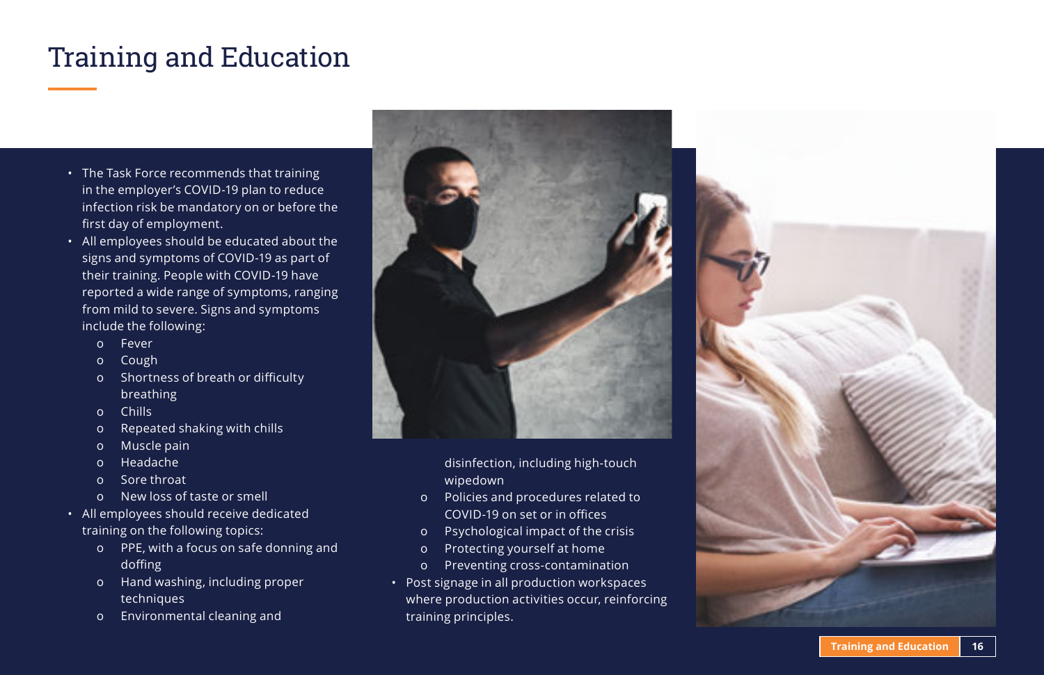# Training and Education

- The Task Force recommends that training in the employer's COVID-19 plan to reduce infection risk be mandatory on or before the first day of employment.
- All employees should be educated about the signs and symptoms of COVID-19 as part of their training. People with COVID-19 have reported a wide range of symptoms, ranging from mild to severe. Signs and symptoms include the following:
  - Fever
  - Cough
  - Shortness of breath or difficulty breathing
  - Chills
  - Repeated shaking with chills
  - Muscle pain
  - Headache
  - Sore throat
  - New loss of taste or smell
- All employees should receive dedicated training on the following topics:
  - PPE, with a focus on safe donning and doffing
  - Hand washing, including proper techniques
  - Environmental cleaning and disinfection, including high-touch wipedown
  - Policies and procedures related to COVID-19 on set or in offices
  - Psychological impact of the crisis
  - Protecting yourself at home
  - Preventing cross-contamination
- Post signage in all production workspaces where production activities occur, reinforcing training principles.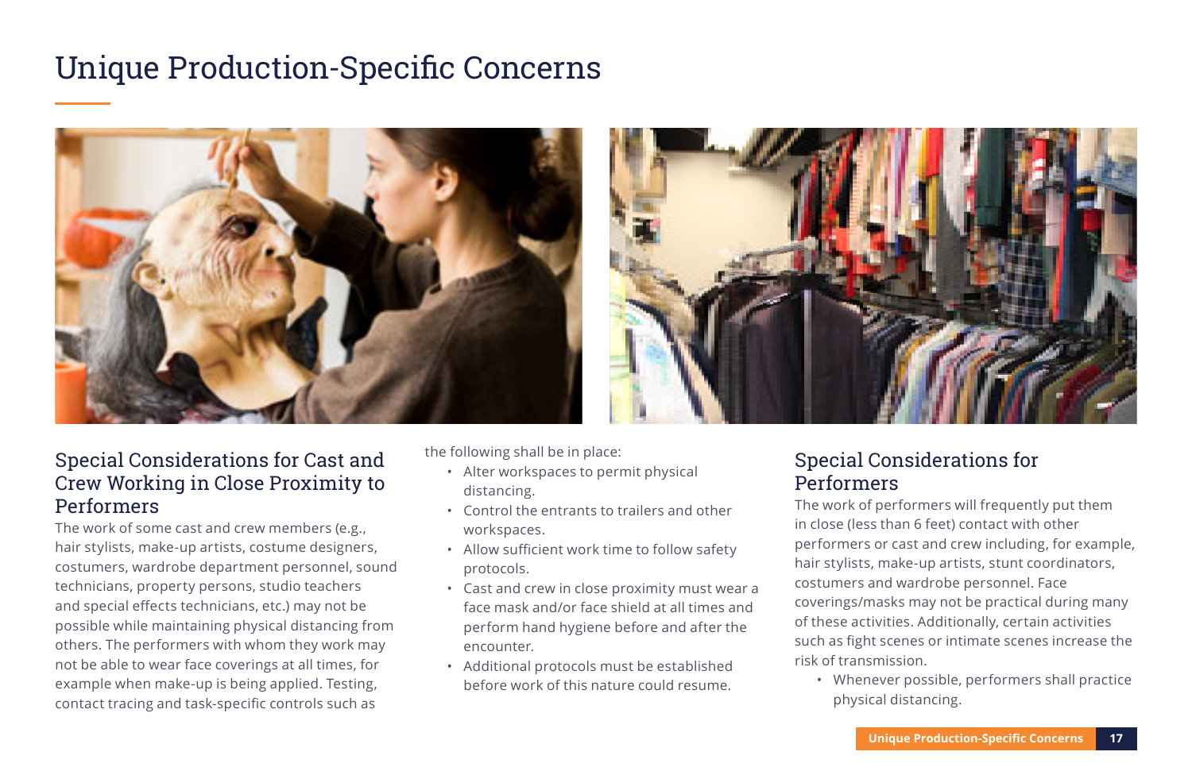# Unique Production-Specific Concerns

## Special Considerations for Cast and Crew Working in Close Proximity to Performers

The work of some cast and crew members (e.g., hair stylists, make-up artists, costume designers, costumers, wardrobe department personnel, sound technicians, property persons, studio teachers and special effects technicians, etc.) may not be possible while maintaining physical distancing from others. The performers with whom they work may not be able to wear face coverings at all times, for example when make-up is being applied. Testing, contact tracing and task-specific controls such as the following shall be in place:

- Alter workspaces to permit physical distancing.
- Control the entrants to trailers and other workspaces.
- Allow sufficient work time to follow safety protocols.
- Cast and crew in close proximity must wear a face mask and/or face shield at all times and perform hand hygiene before and after the encounter.
- Additional protocols must be established before work of this nature could resume.

## Special Considerations for Performers

The work of performers will frequently put them in close (less than 6 feet) contact with other performers or cast and crew including, for example, hair stylists, make-up artists, stunt coordinators, costumers and wardrobe personnel. Face coverings/masks may not be practical during many of these activities. Additionally, certain activities such as fight scenes or intimate scenes increase the risk of transmission.

- Whenever possible, performers shall practice physical distancing.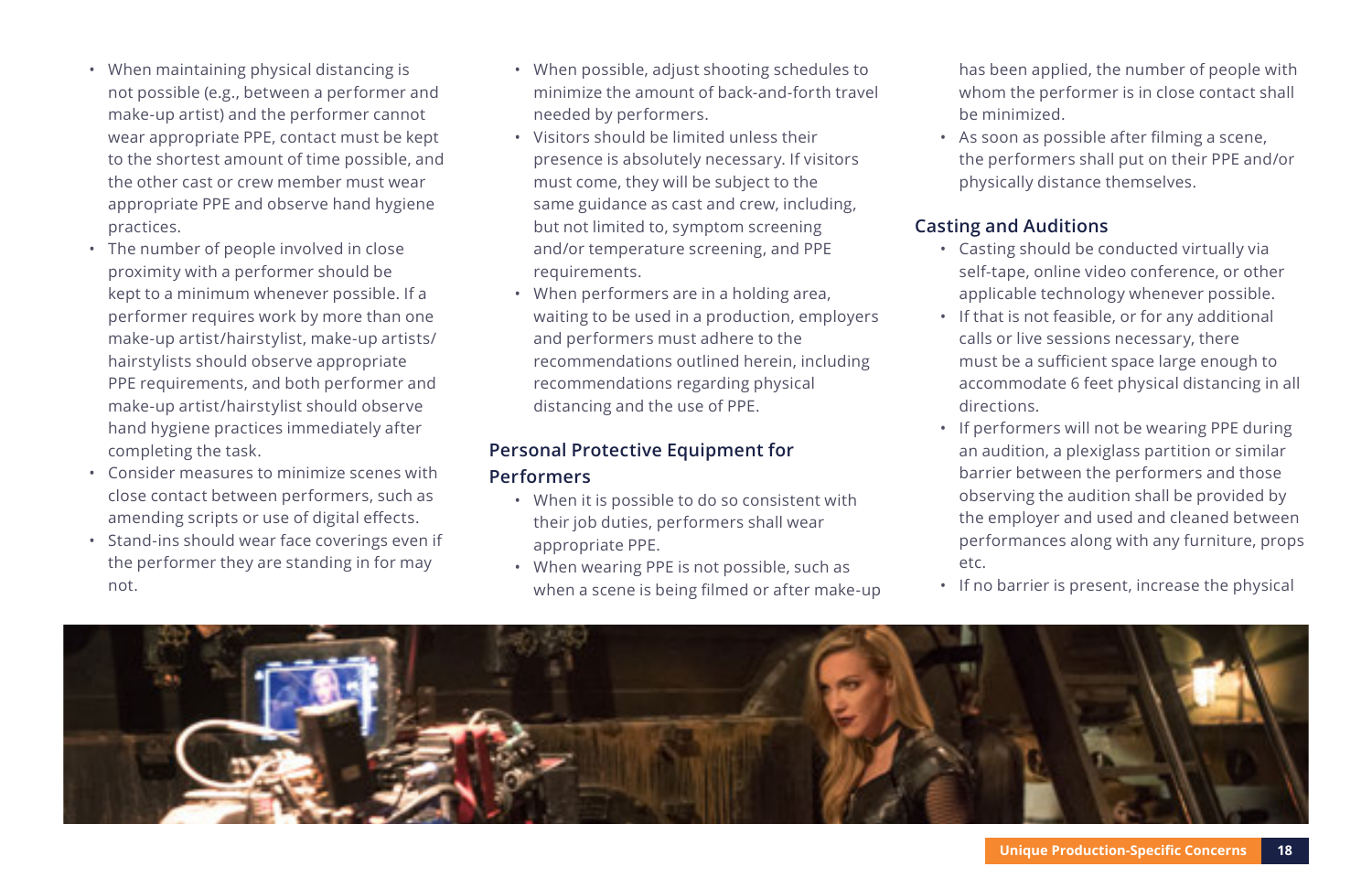- When maintaining physical distancing is not possible (e.g., between a performer and make-up artist) and the performer cannot wear appropriate PPE, contact must be kept to the shortest amount of time possible, and the other cast or crew member must wear appropriate PPE and observe hand hygiene practices.
- The number of people involved in close proximity with a performer should be kept to a minimum whenever possible. If a performer requires work by more than one make-up artist/hairstylist, make-up artists/hairstylists should observe appropriate PPE requirements, and both performer and make-up artist/hairstylist should observe hand hygiene practices immediately after completing the task.
- Consider measures to minimize scenes with close contact between performers, such as amending scripts or use of digital effects.
- Stand-ins should wear face coverings even if the performer they are standing in for may not.
- When possible, adjust shooting schedules to minimize the amount of back-and-forth travel needed by performers.
- Visitors should be limited unless their presence is absolutely necessary. If visitors must come, they will be subject to the same guidance as cast and crew, including, but not limited to, symptom screening and/or temperature screening, and PPE requirements.
- When performers are in a holding area, waiting to be used in a production, employers and performers must adhere to the recommendations outlined herein, including recommendations regarding physical distancing and the use of PPE.

### Personal Protective Equipment for Performers

- When it is possible to do so consistent with their job duties, performers shall wear appropriate PPE.
- When wearing PPE is not possible, such as when a scene is being filmed or after make-up has been applied, the number of people with whom the performer is in close contact shall be minimized.
- As soon as possible after filming a scene, the performers shall put on their PPE and/or physically distance themselves.

### Casting and Auditions

- Casting should be conducted virtually via self-tape, online video conference, or other applicable technology whenever possible.
- If that is not feasible, or for any additional calls or live sessions necessary, there must be a sufficient space large enough to accommodate 6 feet physical distancing in all directions.
- If performers will not be wearing PPE during an audition, a plexiglass partition or similar barrier between the performers and those observing the audition shall be provided by the employer and used and cleaned between performances along with any furniture, props etc.
- If no barrier is present, increase the physical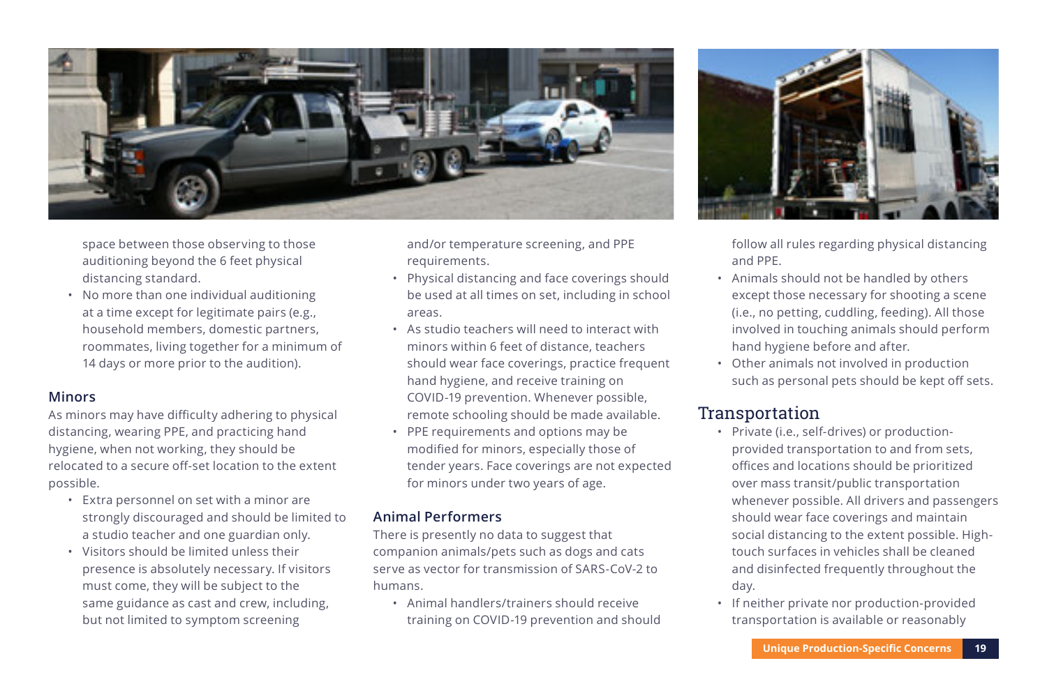space between those observing to those auditioning beyond the 6 feet physical distancing standard.
- No more than one individual auditioning at a time except for legitimate pairs (e.g., household members, domestic partners, roommates, living together for a minimum of 14 days or more prior to the audition).

### Minors

As minors may have difficulty adhering to physical distancing, wearing PPE, and practicing hand hygiene, when not working, they should be relocated to a secure off-set location to the extent possible.

- Extra personnel on set with a minor are strongly discouraged and should be limited to a studio teacher and one guardian only.
- Visitors should be limited unless their presence is absolutely necessary. If visitors must come, they will be subject to the same guidance as cast and crew, including, but not limited to symptom screening and/or temperature screening, and PPE requirements.
- Physical distancing and face coverings should be used at all times on set, including in school areas.
- As studio teachers will need to interact with minors within 6 feet of distance, teachers should wear face coverings, practice frequent hand hygiene, and receive training on COVID-19 prevention. Whenever possible, remote schooling should be made available.
- PPE requirements and options may be modified for minors, especially those of tender years. Face coverings are not expected for minors under two years of age.

### Animal Performers

There is presently no data to suggest that companion animals/pets such as dogs and cats serve as vector for transmission of SARS-CoV-2 to humans.

- Animal handlers/trainers should receive training on COVID-19 prevention and should follow all rules regarding physical distancing and PPE.
- Animals should not be handled by others except those necessary for shooting a scene (i.e., no petting, cuddling, feeding). All those involved in touching animals should perform hand hygiene before and after.
- Other animals not involved in production such as personal pets should be kept off sets.

## Transportation

- Private (i.e., self-drives) or production-provided transportation to and from sets, offices and locations should be prioritized over mass transit/public transportation whenever possible. All drivers and passengers should wear face coverings and maintain social distancing to the extent possible. High-touch surfaces in vehicles shall be cleaned and disinfected frequently throughout the day.
- If neither private nor production-provided transportation is available or reasonably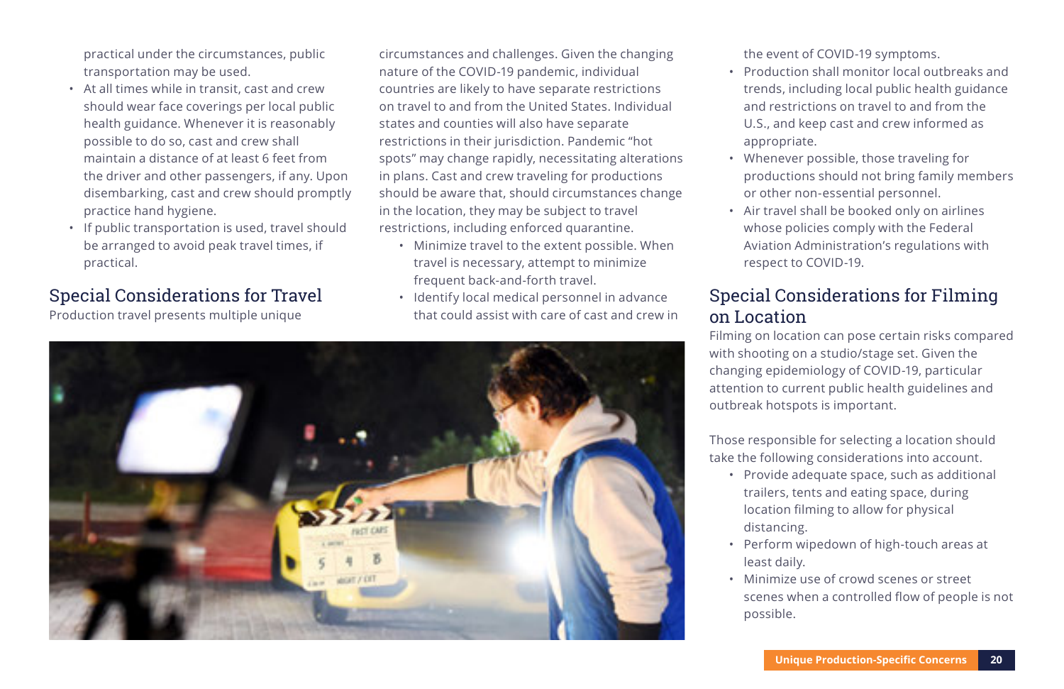practical under the circumstances, public transportation may be used.

- At all times while in transit, cast and crew should wear face coverings per local public health guidance. Whenever it is reasonably possible to do so, cast and crew shall maintain a distance of at least 6 feet from the driver and other passengers, if any. Upon disembarking, cast and crew should promptly practice hand hygiene.
- If public transportation is used, travel should be arranged to avoid peak travel times, if practical.

## Special Considerations for Travel

Production travel presents multiple unique circumstances and challenges. Given the changing nature of the COVID-19 pandemic, individual countries are likely to have separate restrictions on travel to and from the United States. Individual states and counties will also have separate restrictions in their jurisdiction. Pandemic "hot spots" may change rapidly, necessitating alterations in plans. Cast and crew traveling for productions should be aware that, should circumstances change in the location, they may be subject to travel restrictions, including enforced quarantine.

- Minimize travel to the extent possible. When travel is necessary, attempt to minimize frequent back-and-forth travel.
- Identify local medical personnel in advance that could assist with care of cast and crew in the event of COVID-19 symptoms.
- Production shall monitor local outbreaks and trends, including local public health guidance and restrictions on travel to and from the U.S., and keep cast and crew informed as appropriate.
- Whenever possible, those traveling for productions should not bring family members or other non-essential personnel.
- Air travel shall be booked only on airlines whose policies comply with the Federal Aviation Administration's regulations with respect to COVID-19.

## Special Considerations for Filming on Location

Filming on location can pose certain risks compared with shooting on a studio/stage set. Given the changing epidemiology of COVID-19, particular attention to current public health guidelines and outbreak hotspots is important.

Those responsible for selecting a location should take the following considerations into account.

- Provide adequate space, such as additional trailers, tents and eating space, during location filming to allow for physical distancing.
- Perform wipedown of high-touch areas at least daily.
- Minimize use of crowd scenes or street scenes when a controlled flow of people is not possible.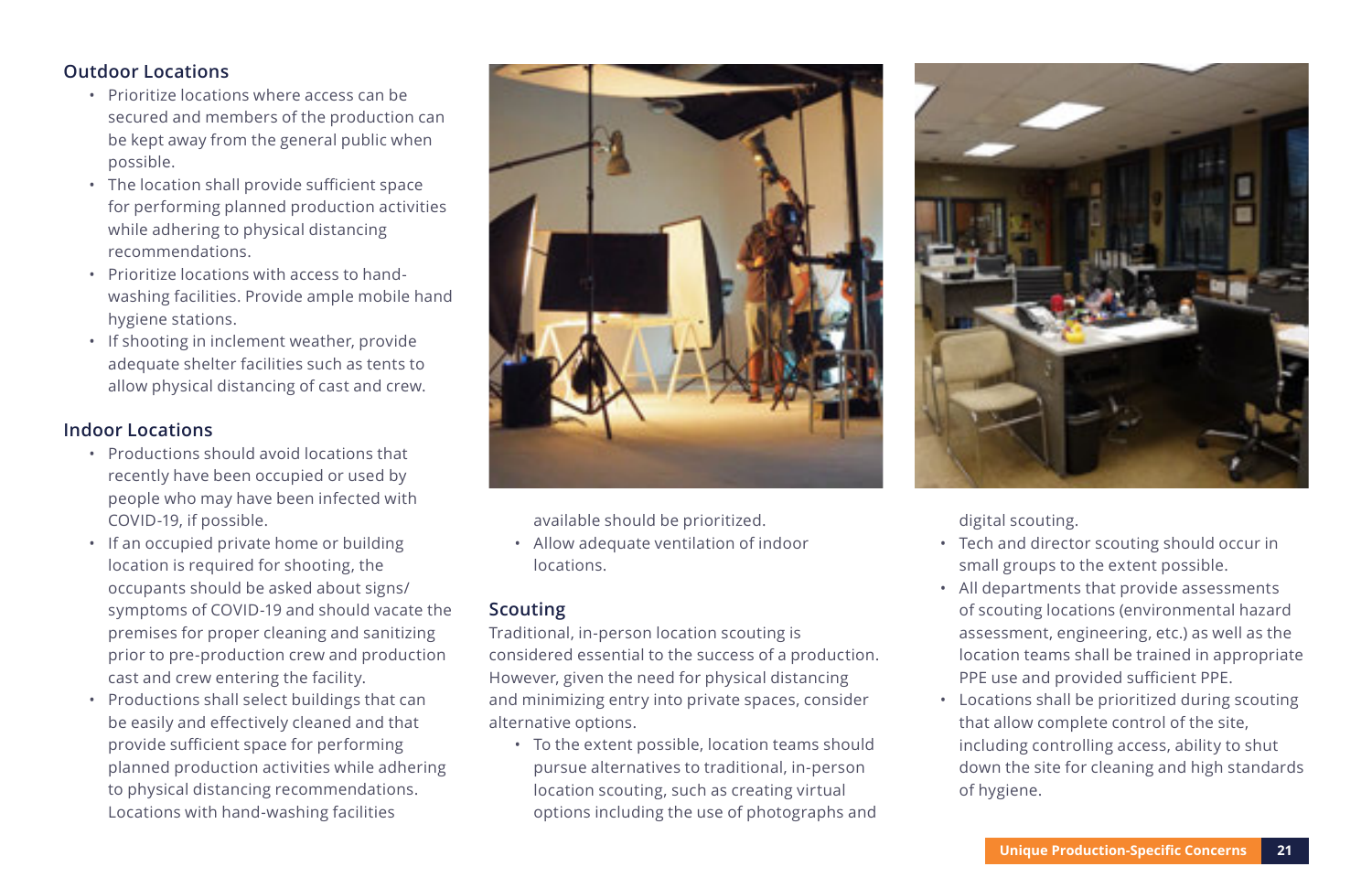### Outdoor Locations

- Prioritize locations where access can be secured and members of the production can be kept away from the general public when possible.
- The location shall provide sufficient space for performing planned production activities while adhering to physical distancing recommendations.
- Prioritize locations with access to hand-washing facilities. Provide ample mobile hand hygiene stations.
- If shooting in inclement weather, provide adequate shelter facilities such as tents to allow physical distancing of cast and crew.

### Indoor Locations

- Productions should avoid locations that recently have been occupied or used by people who may have been infected with COVID-19, if possible.
- If an occupied private home or building location is required for shooting, the occupants should be asked about signs/symptoms of COVID-19 and should vacate the premises for proper cleaning and sanitizing prior to pre-production crew and production cast and crew entering the facility.
- Productions shall select buildings that can be easily and effectively cleaned and that provide sufficient space for performing planned production activities while adhering to physical distancing recommendations. Locations with hand-washing facilities available should be prioritized.
- Allow adequate ventilation of indoor locations.

### Scouting

Traditional, in-person location scouting is considered essential to the success of a production. However, given the need for physical distancing and minimizing entry into private spaces, consider alternative options.

- To the extent possible, location teams should pursue alternatives to traditional, in-person location scouting, such as creating virtual options including the use of photographs and digital scouting.
- Tech and director scouting should occur in small groups to the extent possible.
- All departments that provide assessments of scouting locations (environmental hazard assessment, engineering, etc.) as well as the location teams shall be trained in appropriate PPE use and provided sufficient PPE.
- Locations shall be prioritized during scouting that allow complete control of the site, including controlling access, ability to shut down the site for cleaning and high standards of hygiene.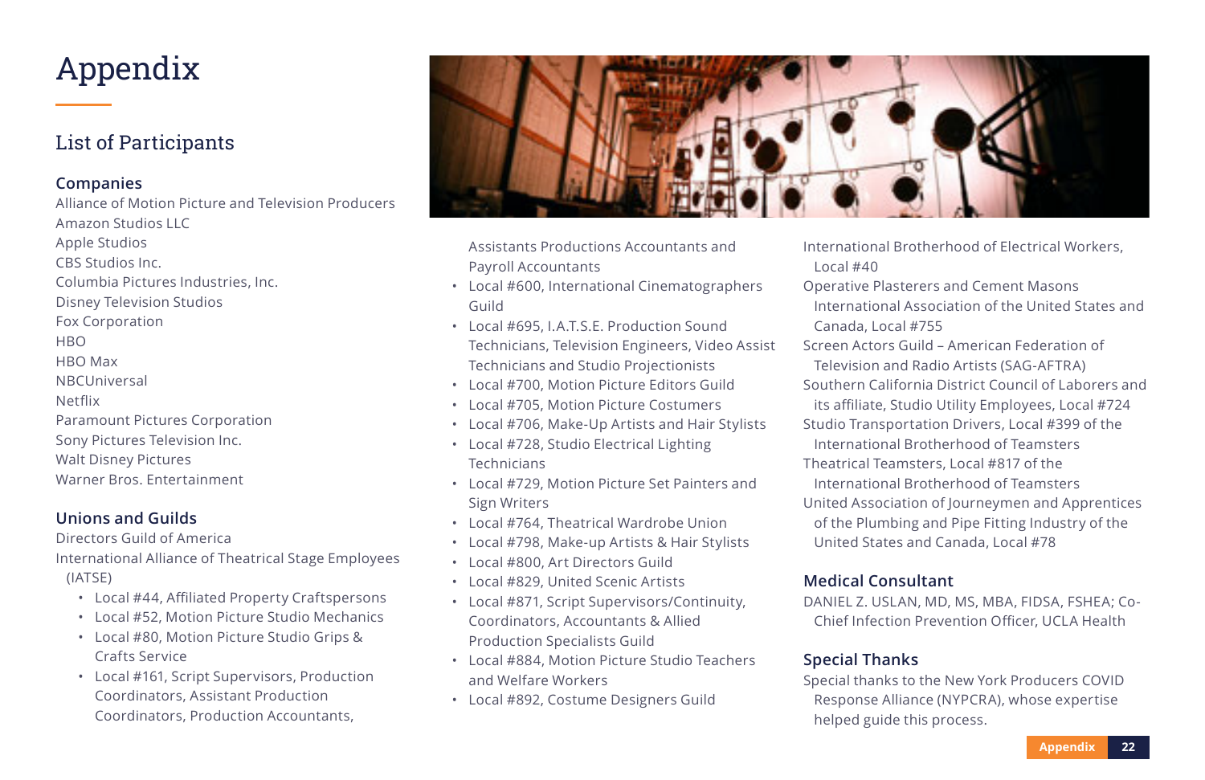# Appendix

## List of Participants

### Companies

Alliance of Motion Picture and Television Producers
Amazon Studios LLC
Apple Studios
CBS Studios Inc.
Columbia Pictures Industries, Inc.
Disney Television Studios
Fox Corporation
HBO
HBO Max
NBCUniversal
Netflix
Paramount Pictures Corporation
Sony Pictures Television Inc.
Walt Disney Pictures
Warner Bros. Entertainment

### Unions and Guilds

Directors Guild of America

International Alliance of Theatrical Stage Employees (IATSE)

- Local #44, Affiliated Property Craftspersons
- Local #52, Motion Picture Studio Mechanics
- Local #80, Motion Picture Studio Grips & Crafts Service
- Local #161, Script Supervisors, Production Coordinators, Assistant Production Coordinators, Production Accountants, Assistants Productions Accountants and Payroll Accountants
- Local #600, International Cinematographers Guild
- Local #695, I.A.T.S.E. Production Sound Technicians, Television Engineers, Video Assist Technicians and Studio Projectionists
- Local #700, Motion Picture Editors Guild
- Local #705, Motion Picture Costumers
- Local #706, Make-Up Artists and Hair Stylists
- Local #728, Studio Electrical Lighting Technicians
- Local #729, Motion Picture Set Painters and Sign Writers
- Local #764, Theatrical Wardrobe Union
- Local #798, Make-up Artists & Hair Stylists
- Local #800, Art Directors Guild
- Local #829, United Scenic Artists
- Local #871, Script Supervisors/Continuity, Coordinators, Accountants & Allied Production Specialists Guild
- Local #884, Motion Picture Studio Teachers and Welfare Workers
- Local #892, Costume Designers Guild

International Brotherhood of Electrical Workers, Local #40

Operative Plasterers and Cement Masons International Association of the United States and Canada, Local #755

Screen Actors Guild – American Federation of Television and Radio Artists (SAG-AFTRA)

Southern California District Council of Laborers and its affiliate, Studio Utility Employees, Local #724

Studio Transportation Drivers, Local #399 of the International Brotherhood of Teamsters

Theatrical Teamsters, Local #817 of the International Brotherhood of Teamsters

United Association of Journeymen and Apprentices of the Plumbing and Pipe Fitting Industry of the United States and Canada, Local #78

### Medical Consultant

DANIEL Z. USLAN, MD, MS, MBA, FIDSA, FSHEA; Co-Chief Infection Prevention Officer, UCLA Health

### Special Thanks

Special thanks to the New York Producers COVID Response Alliance (NYPCRA), whose expertise helped guide this process.